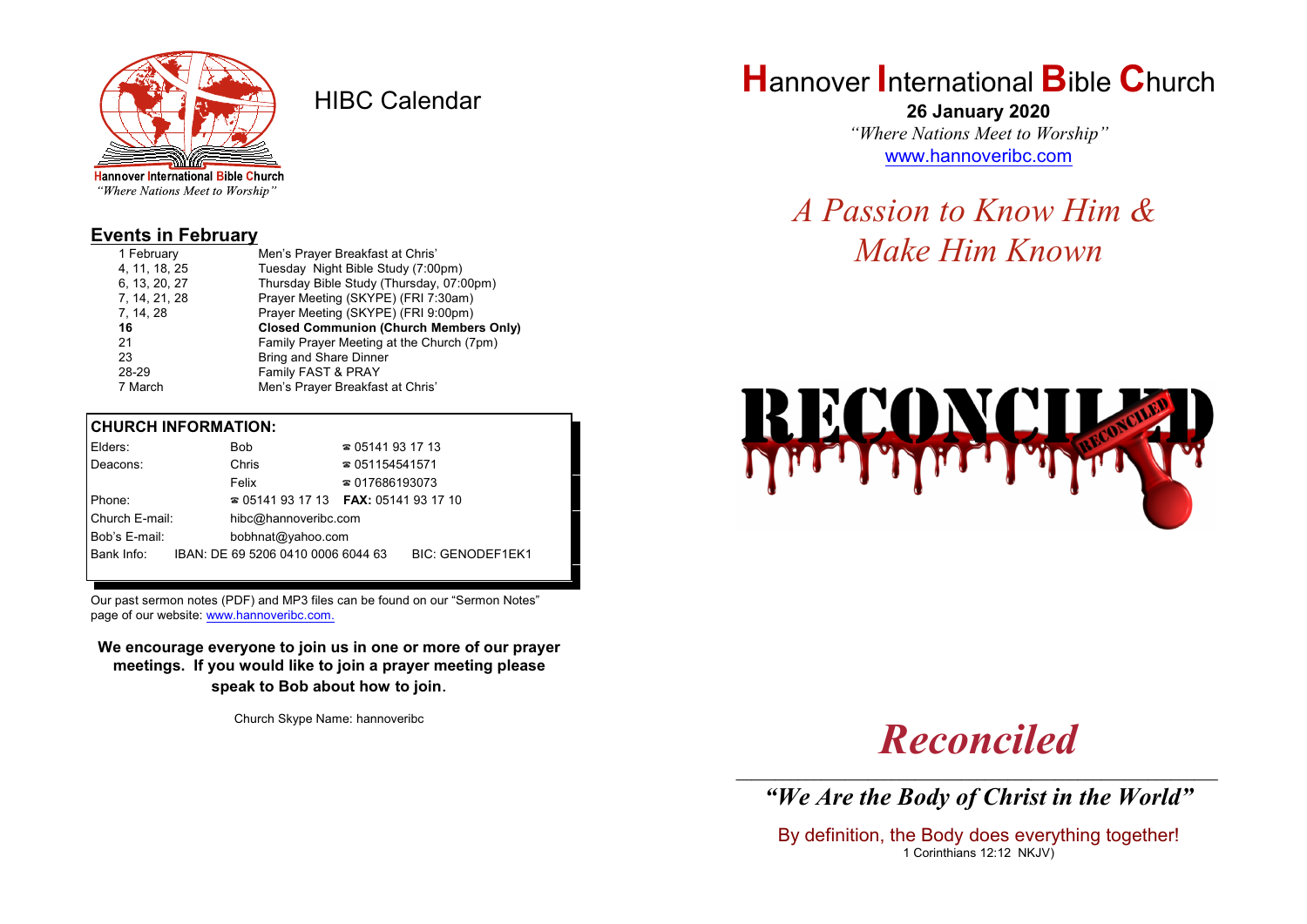Hannover International Bible Church
*"Where Nations Meet to Worship"*

# HIBC Calendar

## Events in February

| | |
|---|---|
| 1 February | Men's Prayer Breakfast at Chris' |
| 4, 11, 18, 25 | Tuesday Night Bible Study (7:00pm) |
| 6, 13, 20, 27 | Thursday Bible Study (Thursday, 07:00pm) |
| 7, 14, 21, 28 | Prayer Meeting (SKYPE) (FRI 7:30am) |
| 7, 14, 28 | Prayer Meeting (SKYPE) (FRI 9:00pm) |
| **16** | **Closed Communion (Church Members Only)** |
| 21 | Family Prayer Meeting at the Church (7pm) |
| 23 | Bring and Share Dinner |
| 28-29 | Family FAST & PRAY |
| 7 March | Men's Prayer Breakfast at Chris' |

**CHURCH INFORMATION:**

| | | |
|---|---|---|
| Elders: | Bob | ☎ 05141 93 17 13 |
| Deacons: | Chris | ☎ 051154541571 |
| | Felix | ☎ 017686193073 |
| Phone: | ☎ 05141 93 17 13 | **FAX:** 05141 93 17 10 |
| Church E-mail: | hibc@hannoveribc.com | |
| Bob's E-mail: | bobhnat@yahoo.com | |
| Bank Info: | IBAN: DE 69 5206 0410 0006 6044 63 | BIC: GENODEF1EK1 |

Our past sermon notes (PDF) and MP3 files can be found on our "Sermon Notes" page of our website: www.hannoveribc.com.

**We encourage everyone to join us in one or more of our prayer meetings. If you would like to join a prayer meeting please speak to Bob about how to join.**

Church Skype Name: hannoveribc

# Hannover International Bible Church

**26 January 2020**

*"Where Nations Meet to Worship"*

www.hannoveribc.com

## *A Passion to Know Him & Make Him Known*

RECONCILED

# *Reconciled*

***"We Are the Body of Christ in the World"***

By definition, the Body does everything together!
1 Corinthians 12:12 NKJV)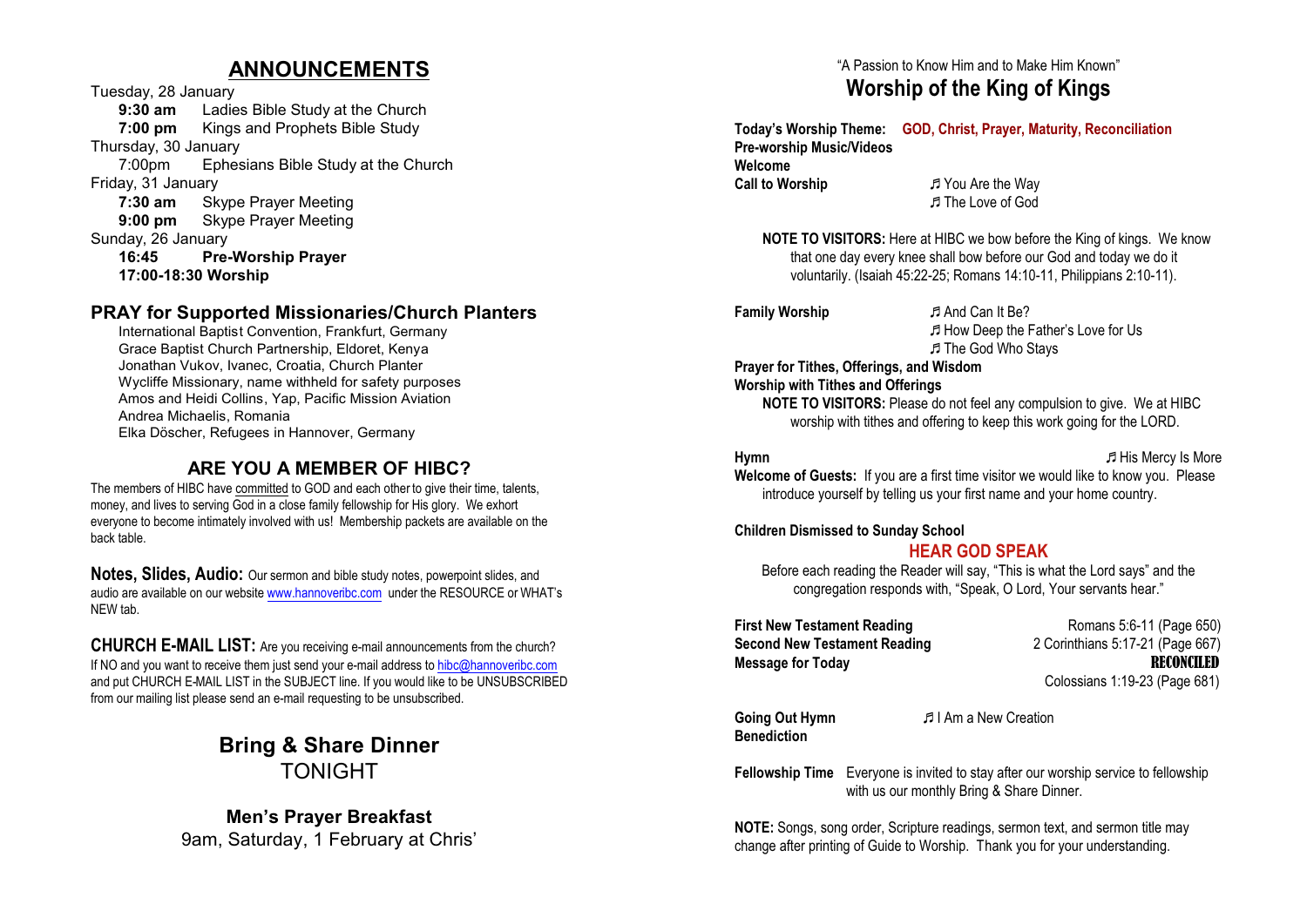# ANNOUNCEMENTS

Tuesday, 28 January

**9:30 am** Ladies Bible Study at the Church
**7:00 pm** Kings and Prophets Bible Study

Thursday, 30 January

7:00pm Ephesians Bible Study at the Church

Friday, 31 January

**7:30 am** Skype Prayer Meeting
**9:00 pm** Skype Prayer Meeting

Sunday, 26 January

**16:45 Pre-Worship Prayer**
**17:00-18:30 Worship**

## PRAY for Supported Missionaries/Church Planters

International Baptist Convention, Frankfurt, Germany
Grace Baptist Church Partnership, Eldoret, Kenya
Jonathan Vukov, Ivanec, Croatia, Church Planter
Wycliffe Missionary, name withheld for safety purposes
Amos and Heidi Collins, Yap, Pacific Mission Aviation
Andrea Michaelis, Romania
Elka Döscher, Refugees in Hannover, Germany

## ARE YOU A MEMBER OF HIBC?

The members of HIBC have committed to GOD and each other to give their time, talents, money, and lives to serving God in a close family fellowship for His glory. We exhort everyone to become intimately involved with us! Membership packets are available on the back table.

**Notes, Slides, Audio:** Our sermon and bible study notes, powerpoint slides, and audio are available on our website www.hannoveribc.com under the RESOURCE or WHAT's NEW tab.

**CHURCH E-MAIL LIST:** Are you receiving e-mail announcements from the church? If NO and you want to receive them just send your e-mail address to hibc@hannoveribc.com and put CHURCH E-MAIL LIST in the SUBJECT line. If you would like to be UNSUBSCRIBED from our mailing list please send an e-mail requesting to be unsubscribed.

## Bring & Share Dinner
TONIGHT

### Men's Prayer Breakfast
9am, Saturday, 1 February at Chris'

"A Passion to Know Him and to Make Him Known"

# Worship of the King of Kings

**Today's Worship Theme:** **GOD, Christ, Prayer, Maturity, Reconciliation**
**Pre-worship Music/Videos**
**Welcome**
**Call to Worship** ♬ You Are the Way
♬ The Love of God

**NOTE TO VISITORS:** Here at HIBC we bow before the King of kings. We know that one day every knee shall bow before our God and today we do it voluntarily. (Isaiah 45:22-25; Romans 14:10-11, Philippians 2:10-11).

**Family Worship** ♬ And Can It Be?
♬ How Deep the Father's Love for Us
♬ The God Who Stays

**Prayer for Tithes, Offerings, and Wisdom**
**Worship with Tithes and Offerings**

**NOTE TO VISITORS:** Please do not feel any compulsion to give. We at HIBC worship with tithes and offering to keep this work going for the LORD.

**Hymn** ♬ His Mercy Is More

**Welcome of Guests:** If you are a first time visitor we would like to know you. Please introduce yourself by telling us your first name and your home country.

**Children Dismissed to Sunday School**

## HEAR GOD SPEAK

Before each reading the Reader will say, "This is what the Lord says" and the congregation responds with, "Speak, O Lord, Your servants hear."

**First New Testament Reading** Romans 5:6-11 (Page 650)
**Second New Testament Reading** 2 Corinthians 5:17-21 (Page 667)
**Message for Today** **RECONCILED**
Colossians 1:19-23 (Page 681)

**Going Out Hymn** ♬ I Am a New Creation
**Benediction**

**Fellowship Time** Everyone is invited to stay after our worship service to fellowship with us our monthly Bring & Share Dinner.

**NOTE:** Songs, song order, Scripture readings, sermon text, and sermon title may change after printing of Guide to Worship. Thank you for your understanding.